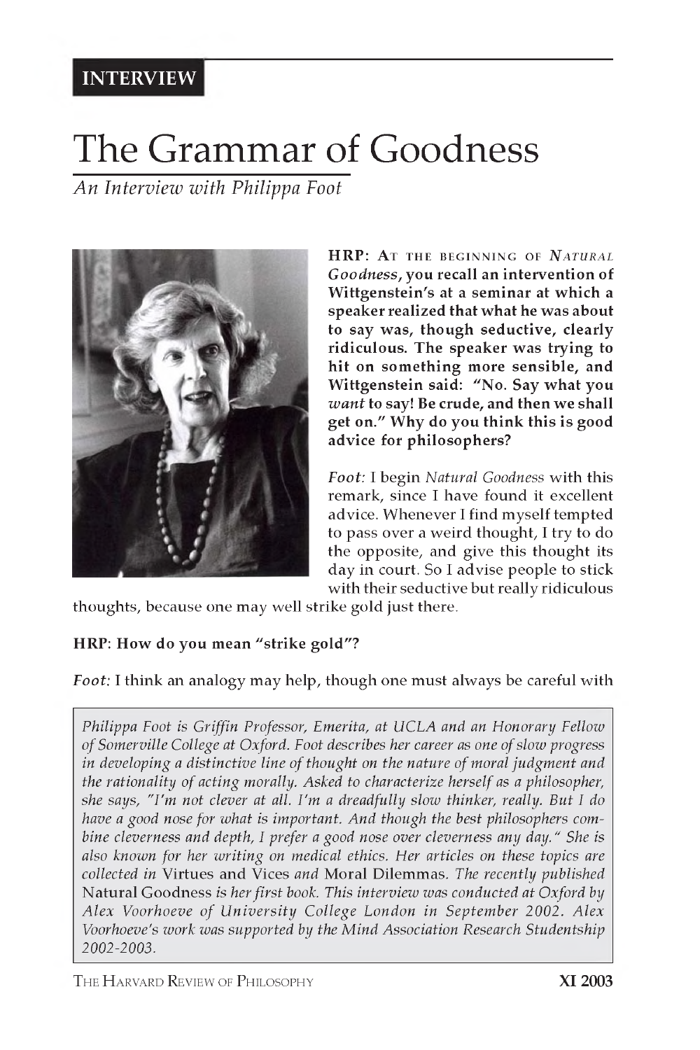**INTERVIEW**

# The Grammar of Goodness

*An Interview with Philippa Foot*

**HRP: At the beginning of *Natural Goodness*, you recall an intervention of Wittgenstein's at a seminar at which a speaker realized that what he was about to say was, though seductive, clearly ridiculous. The speaker was trying to hit on something more sensible, and Wittgenstein said: "No. Say what you *want* to say! Be crude, and then we shall get on." Why do you think this is good advice for philosophers?**

***Foot:*** I begin *Natural Goodness* with this remark, since I have found it excellent advice. Whenever I find myself tempted to pass over a weird thought, I try to do the opposite, and give this thought its day in court. So I advise people to stick with their seductive but really ridiculous thoughts, because one may well strike gold just there.

**HRP: How do you mean "strike gold"?**

***Foot:*** I think an analogy may help, though one must always be careful with

> *Philippa Foot is Griffin Professor, Emerita, at UCLA and an Honorary Fellow of Somerville College at Oxford. Foot describes her career as one of slow progress in developing a distinctive line of thought on the nature of moral judgment and the rationality of acting morally. Asked to characterize herself as a philosopher, she says, "I'm not clever at all. I'm a dreadfully slow thinker, really. But I do have a good nose for what is important. And though the best philosophers combine cleverness and depth, I prefer a good nose over cleverness any day." She is also known for her writing on medical ethics. Her articles on these topics are collected in* Virtues and Vices *and* Moral Dilemmas. *The recently published* Natural Goodness *is her first book. This interview was conducted at Oxford by Alex Voorhoeve of University College London in September 2002. Alex Voorhoeve's work was supported by the Mind Association Research Studentship 2002-2003.*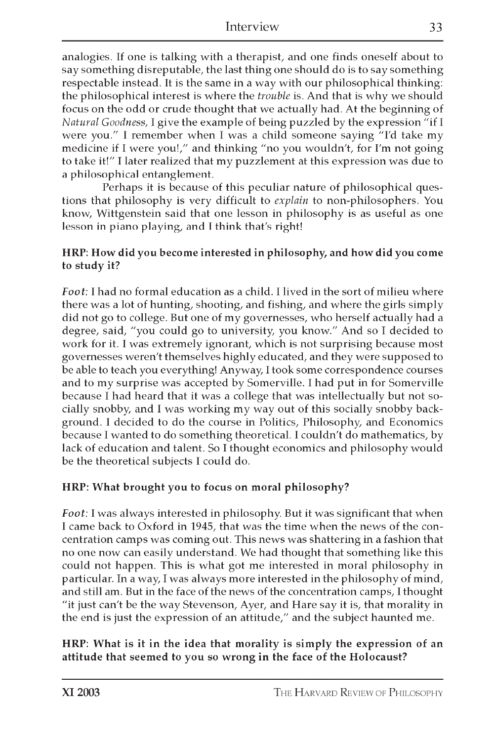analogies. If one is talking with a therapist, and one finds oneself about to say something disreputable, the last thing one should do is to say something respectable instead. It is the same in a way with our philosophical thinking: the philosophical interest is where the *trouble* is. And that is why we should focus on the odd or crude thought that we actually had. At the beginning of *Natural Goodness*, I give the example of being puzzled by the expression "if I were you." I remember when I was a child someone saying "I'd take my medicine if I were you!," and thinking "no you wouldn't, for I'm not going to take it!" I later realized that my puzzlement at this expression was due to a philosophical entanglement.

Perhaps it is because of this peculiar nature of philosophical questions that philosophy is very difficult to *explain* to non-philosophers. You know, Wittgenstein said that one lesson in philosophy is as useful as one lesson in piano playing, and I think that's right!

**HRP: How did you become interested in philosophy, and how did you come to study it?**

*Foot*: I had no formal education as a child. I lived in the sort of milieu where there was a lot of hunting, shooting, and fishing, and where the girls simply did not go to college. But one of my governesses, who herself actually had a degree, said, "you could go to university, you know." And so I decided to work for it. I was extremely ignorant, which is not surprising because most governesses weren't themselves highly educated, and they were supposed to be able to teach you everything! Anyway, I took some correspondence courses and to my surprise was accepted by Somerville. I had put in for Somerville because I had heard that it was a college that was intellectually but not socially snobby, and I was working my way out of this socially snobby background. I decided to do the course in Politics, Philosophy, and Economics because I wanted to do something theoretical. I couldn't do mathematics, by lack of education and talent. So I thought economics and philosophy would be the theoretical subjects I could do.

**HRP: What brought you to focus on moral philosophy?**

*Foot*: I was always interested in philosophy. But it was significant that when I came back to Oxford in 1945, that was the time when the news of the concentration camps was coming out. This news was shattering in a fashion that no one now can easily understand. We had thought that something like this could not happen. This is what got me interested in moral philosophy in particular. In a way, I was always more interested in the philosophy of mind, and still am. But in the face of the news of the concentration camps, I thought "it just can't be the way Stevenson, Ayer, and Hare say it is, that morality in the end is just the expression of an attitude," and the subject haunted me.

**HRP: What is it in the idea that morality is simply the expression of an attitude that seemed to you so wrong in the face of the Holocaust?**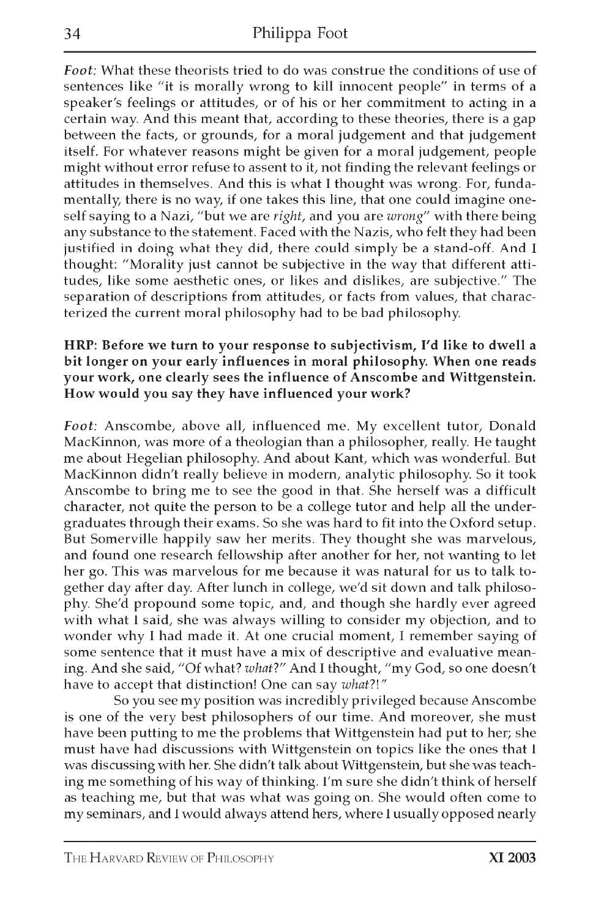*Foot:* What these theorists tried to do was construe the conditions of use of sentences like "it is morally wrong to kill innocent people" in terms of a speaker's feelings or attitudes, or of his or her commitment to acting in a certain way. And this meant that, according to these theories, there is a gap between the facts, or grounds, for a moral judgement and that judgement itself. For whatever reasons might be given for a moral judgement, people might without error refuse to assent to it, not finding the relevant feelings or attitudes in themselves. And this is what I thought was wrong. For, fundamentally, there is no way, if one takes this line, that one could imagine oneself saying to a Nazi, "but we are *right*, and you are *wrong*" with there being any substance to the statement. Faced with the Nazis, who felt they had been justified in doing what they did, there could simply be a stand-off. And I thought: "Morality just cannot be subjective in the way that different attitudes, like some aesthetic ones, or likes and dislikes, are subjective." The separation of descriptions from attitudes, or facts from values, that characterized the current moral philosophy had to be bad philosophy.

**HRP: Before we turn to your response to subjectivism, I'd like to dwell a bit longer on your early influences in moral philosophy. When one reads your work, one clearly sees the influence of Anscombe and Wittgenstein. How would you say they have influenced your work?**

*Foot:* Anscombe, above all, influenced me. My excellent tutor, Donald MacKinnon, was more of a theologian than a philosopher, really. He taught me about Hegelian philosophy. And about Kant, which was wonderful. But MacKinnon didn't really believe in modern, analytic philosophy. So it took Anscombe to bring me to see the good in that. She herself was a difficult character, not quite the person to be a college tutor and help all the undergraduates through their exams. So she was hard to fit into the Oxford setup. But Somerville happily saw her merits. They thought she was marvelous, and found one research fellowship after another for her, not wanting to let her go. This was marvelous for me because it was natural for us to talk together day after day. After lunch in college, we'd sit down and talk philosophy. She'd propound some topic, and, and though she hardly ever agreed with what I said, she was always willing to consider my objection, and to wonder why I had made it. At one crucial moment, I remember saying of some sentence that it must have a mix of descriptive and evaluative meaning. And she said, "Of what? *what*?" And I thought, "my God, so one doesn't have to accept that distinction! One can say *what*?!"

So you see my position was incredibly privileged because Anscombe is one of the very best philosophers of our time. And moreover, she must have been putting to me the problems that Wittgenstein had put to her; she must have had discussions with Wittgenstein on topics like the ones that I was discussing with her. She didn't talk about Wittgenstein, but she was teaching me something of his way of thinking. I'm sure she didn't think of herself as teaching me, but that was what was going on. She would often come to my seminars, and I would always attend hers, where I usually opposed nearly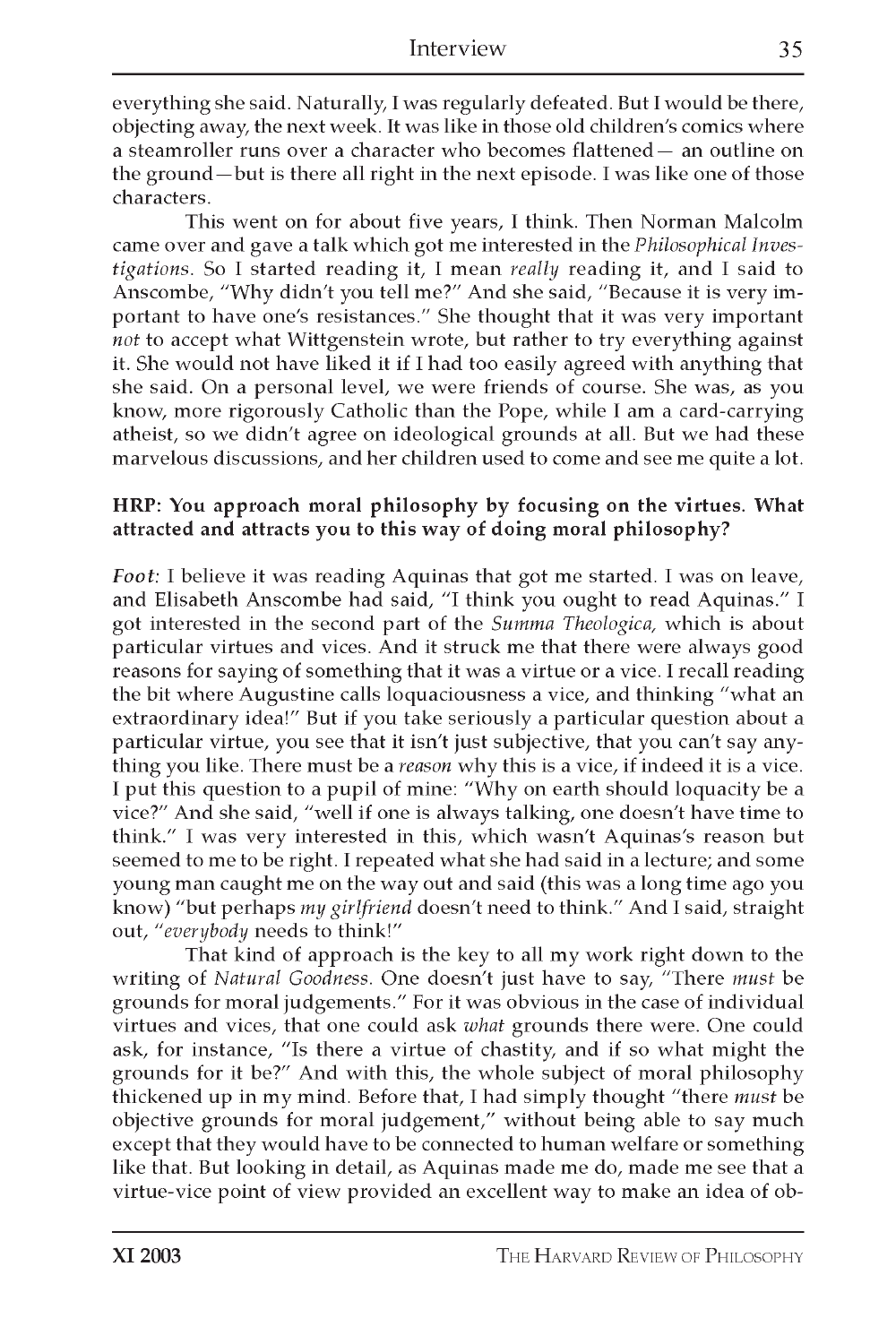everything she said. Naturally, I was regularly defeated. But I would be there, objecting away, the next week. It was like in those old children's comics where a steamroller runs over a character who becomes flattened— an outline on the ground—but is there all right in the next episode. I was like one of those characters.

This went on for about five years, I think. Then Norman Malcolm came over and gave a talk which got me interested in the *Philosophical Investigations*. So I started reading it, I mean *really* reading it, and I said to Anscombe, "Why didn't you tell me?" And she said, "Because it is very important to have one's resistances." She thought that it was very important *not* to accept what Wittgenstein wrote, but rather to try everything against it. She would not have liked it if I had too easily agreed with anything that she said. On a personal level, we were friends of course. She was, as you know, more rigorously Catholic than the Pope, while I am a card-carrying atheist, so we didn't agree on ideological grounds at all. But we had these marvelous discussions, and her children used to come and see me quite a lot.

**HRP: You approach moral philosophy by focusing on the virtues. What attracted and attracts you to this way of doing moral philosophy?**

*Foot:* I believe it was reading Aquinas that got me started. I was on leave, and Elisabeth Anscombe had said, "I think you ought to read Aquinas." I got interested in the second part of the *Summa Theologica,* which is about particular virtues and vices. And it struck me that there were always good reasons for saying of something that it was a virtue or a vice. I recall reading the bit where Augustine calls loquaciousness a vice, and thinking "what an extraordinary idea!" But if you take seriously a particular question about a particular virtue, you see that it isn't just subjective, that you can't say anything you like. There must be a *reason* why this is a vice, if indeed it is a vice. I put this question to a pupil of mine: "Why on earth should loquacity be a vice?" And she said, "well if one is always talking, one doesn't have time to think." I was very interested in this, which wasn't Aquinas's reason but seemed to me to be right. I repeated what she had said in a lecture; and some young man caught me on the way out and said (this was a long time ago you know) "but perhaps *my girlfriend* doesn't need to think." And I said, straight out, "*everybody* needs to think!"

That kind of approach is the key to all my work right down to the writing of *Natural Goodness*. One doesn't just have to say, "There *must* be grounds for moral judgements." For it was obvious in the case of individual virtues and vices, that one could ask *what* grounds there were. One could ask, for instance, "Is there a virtue of chastity, and if so what might the grounds for it be?" And with this, the whole subject of moral philosophy thickened up in my mind. Before that, I had simply thought "there *must* be objective grounds for moral judgement," without being able to say much except that they would have to be connected to human welfare or something like that. But looking in detail, as Aquinas made me do, made me see that a virtue-vice point of view provided an excellent way to make an idea of ob-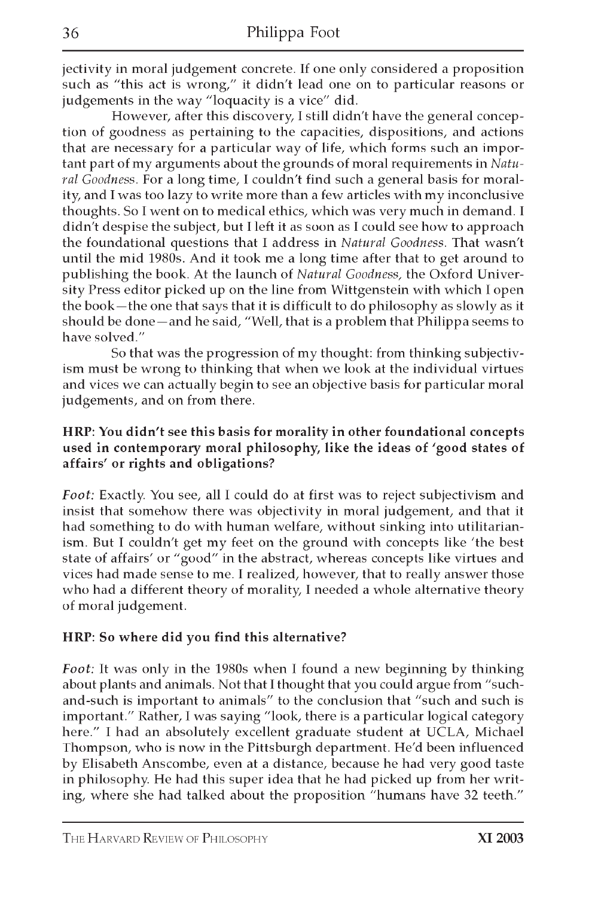jectivity in moral judgement concrete. If one only considered a proposition such as "this act is wrong," it didn't lead one on to particular reasons or judgements in the way "loquacity is a vice" did.

However, after this discovery, I still didn't have the general conception of goodness as pertaining to the capacities, dispositions, and actions that are necessary for a particular way of life, which forms such an important part of my arguments about the grounds of moral requirements in *Natural Goodness*. For a long time, I couldn't find such a general basis for morality, and I was too lazy to write more than a few articles with my inconclusive thoughts. So I went on to medical ethics, which was very much in demand. I didn't despise the subject, but I left it as soon as I could see how to approach the foundational questions that I address in *Natural Goodness*. That wasn't until the mid 1980s. And it took me a long time after that to get around to publishing the book. At the launch of *Natural Goodness*, the Oxford University Press editor picked up on the line from Wittgenstein with which I open the book—the one that says that it is difficult to do philosophy as slowly as it should be done—and he said, "Well, that is a problem that Philippa seems to have solved."

So that was the progression of my thought: from thinking subjectivism must be wrong to thinking that when we look at the individual virtues and vices we can actually begin to see an objective basis for particular moral judgements, and on from there.

**HRP: You didn't see this basis for morality in other foundational concepts used in contemporary moral philosophy, like the ideas of 'good states of affairs' or rights and obligations?**

*Foot:* Exactly. You see, all I could do at first was to reject subjectivism and insist that somehow there was objectivity in moral judgement, and that it had something to do with human welfare, without sinking into utilitarianism. But I couldn't get my feet on the ground with concepts like 'the best state of affairs' or "good" in the abstract, whereas concepts like virtues and vices had made sense to me. I realized, however, that to really answer those who had a different theory of morality, I needed a whole alternative theory of moral judgement.

**HRP: So where did you find this alternative?**

*Foot:* It was only in the 1980s when I found a new beginning by thinking about plants and animals. Not that I thought that you could argue from "such-and-such is important to animals" to the conclusion that "such and such is important." Rather, I was saying "look, there is a particular logical category here." I had an absolutely excellent graduate student at UCLA, Michael Thompson, who is now in the Pittsburgh department. He'd been influenced by Elisabeth Anscombe, even at a distance, because he had very good taste in philosophy. He had this super idea that he had picked up from her writing, where she had talked about the proposition "humans have 32 teeth."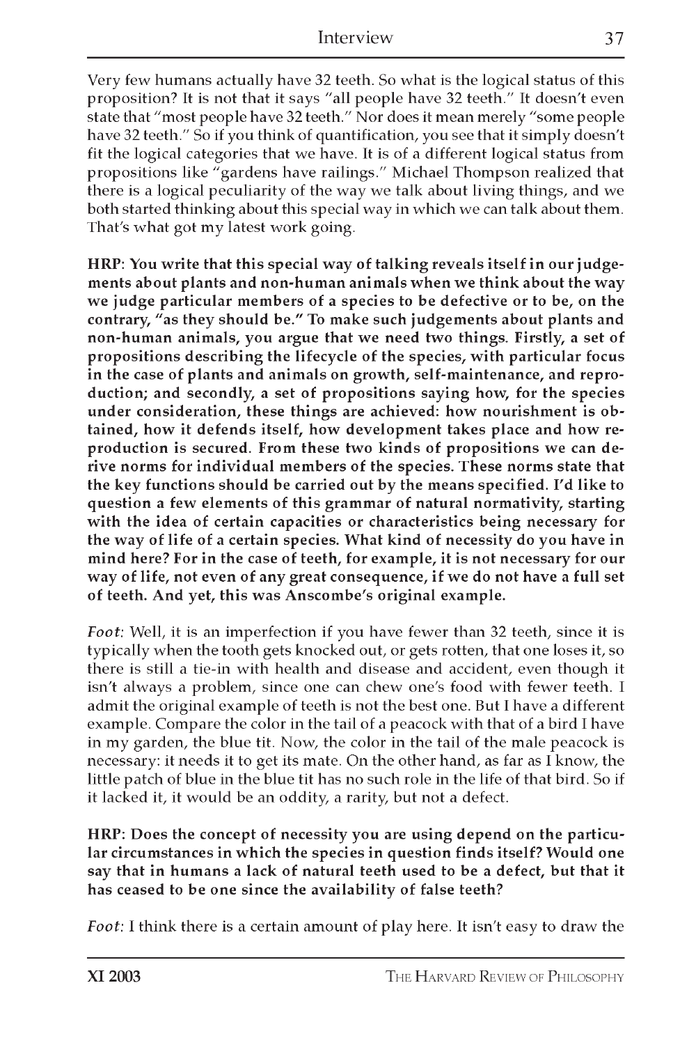Very few humans actually have 32 teeth. So what is the logical status of this proposition? It is not that it says "all people have 32 teeth." It doesn't even state that "most people have 32 teeth." Nor does it mean merely "some people have 32 teeth." So if you think of quantification, you see that it simply doesn't fit the logical categories that we have. It is of a different logical status from propositions like "gardens have railings." Michael Thompson realized that there is a logical peculiarity of the way we talk about living things, and we both started thinking about this special way in which we can talk about them. That's what got my latest work going.

**HRP: You write that this special way of talking reveals itself in our judgements about plants and non-human animals when we think about the way we judge particular members of a species to be defective or to be, on the contrary, "as they should be." To make such judgements about plants and non-human animals, you argue that we need two things. Firstly, a set of propositions describing the lifecycle of the species, with particular focus in the case of plants and animals on growth, self-maintenance, and reproduction; and secondly, a set of propositions saying how, for the species under consideration, these things are achieved: how nourishment is obtained, how it defends itself, how development takes place and how reproduction is secured. From these two kinds of propositions we can derive norms for individual members of the species. These norms state that the key functions should be carried out by the means specified. I'd like to question a few elements of this grammar of natural normativity, starting with the idea of certain capacities or characteristics being necessary for the way of life of a certain species. What kind of necessity do you have in mind here? For in the case of teeth, for example, it is not necessary for our way of life, not even of any great consequence, if we do not have a full set of teeth. And yet, this was Anscombe's original example.**

*Foot*: Well, it is an imperfection if you have fewer than 32 teeth, since it is typically when the tooth gets knocked out, or gets rotten, that one loses it, so there is still a tie-in with health and disease and accident, even though it isn't always a problem, since one can chew one's food with fewer teeth. I admit the original example of teeth is not the best one. But I have a different example. Compare the color in the tail of a peacock with that of a bird I have in my garden, the blue tit. Now, the color in the tail of the male peacock is necessary: it needs it to get its mate. On the other hand, as far as I know, the little patch of blue in the blue tit has no such role in the life of that bird. So if it lacked it, it would be an oddity, a rarity, but not a defect.

**HRP: Does the concept of necessity you are using depend on the particular circumstances in which the species in question finds itself? Would one say that in humans a lack of natural teeth used to be a defect, but that it has ceased to be one since the availability of false teeth?**

*Foot*: I think there is a certain amount of play here. It isn't easy to draw the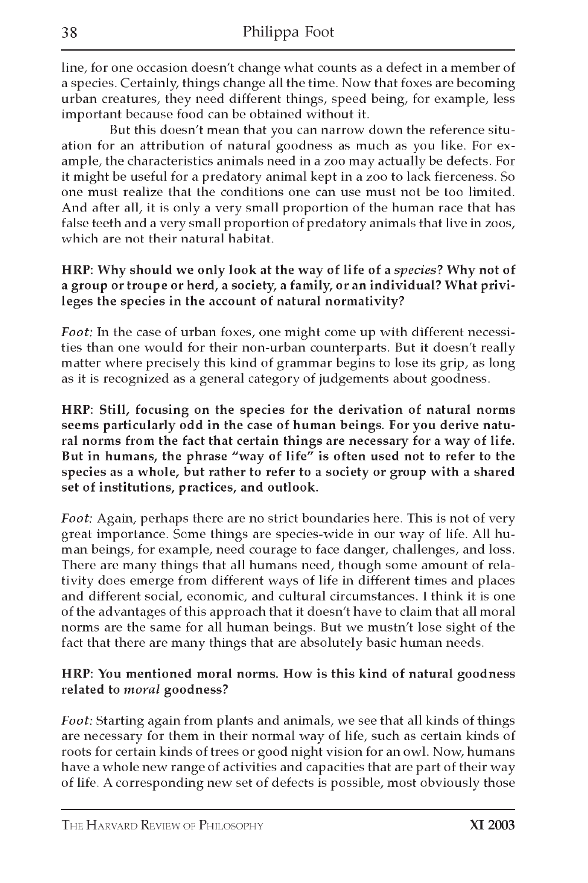line, for one occasion doesn't change what counts as a defect in a member of a species. Certainly, things change all the time. Now that foxes are becoming urban creatures, they need different things, speed being, for example, less important because food can be obtained without it.

But this doesn't mean that you can narrow down the reference situation for an attribution of natural goodness as much as you like. For example, the characteristics animals need in a zoo may actually be defects. For it might be useful for a predatory animal kept in a zoo to lack fierceness. So one must realize that the conditions one can use must not be too limited. And after all, it is only a very small proportion of the human race that has false teeth and a very small proportion of predatory animals that live in zoos, which are not their natural habitat.

**HRP: Why should we only look at the way of life of a *species*? Why not of a group or troupe or herd, a society, a family, or an individual? What privileges the species in the account of natural normativity?**

*Foot:* In the case of urban foxes, one might come up with different necessities than one would for their non-urban counterparts. But it doesn't really matter where precisely this kind of grammar begins to lose its grip, as long as it is recognized as a general category of judgements about goodness.

**HRP: Still, focusing on the species for the derivation of natural norms seems particularly odd in the case of human beings. For you derive natural norms from the fact that certain things are necessary for a way of life. But in humans, the phrase "way of life" is often used not to refer to the species as a whole, but rather to refer to a society or group with a shared set of institutions, practices, and outlook.**

*Foot:* Again, perhaps there are no strict boundaries here. This is not of very great importance. Some things are species-wide in our way of life. All human beings, for example, need courage to face danger, challenges, and loss. There are many things that all humans need, though some amount of relativity does emerge from different ways of life in different times and places and different social, economic, and cultural circumstances. I think it is one of the advantages of this approach that it doesn't have to claim that all moral norms are the same for all human beings. But we mustn't lose sight of the fact that there are many things that are absolutely basic human needs.

**HRP: You mentioned moral norms. How is this kind of natural goodness related to *moral* goodness?**

*Foot:* Starting again from plants and animals, we see that all kinds of things are necessary for them in their normal way of life, such as certain kinds of roots for certain kinds of trees or good night vision for an owl. Now, humans have a whole new range of activities and capacities that are part of their way of life. A corresponding new set of defects is possible, most obviously those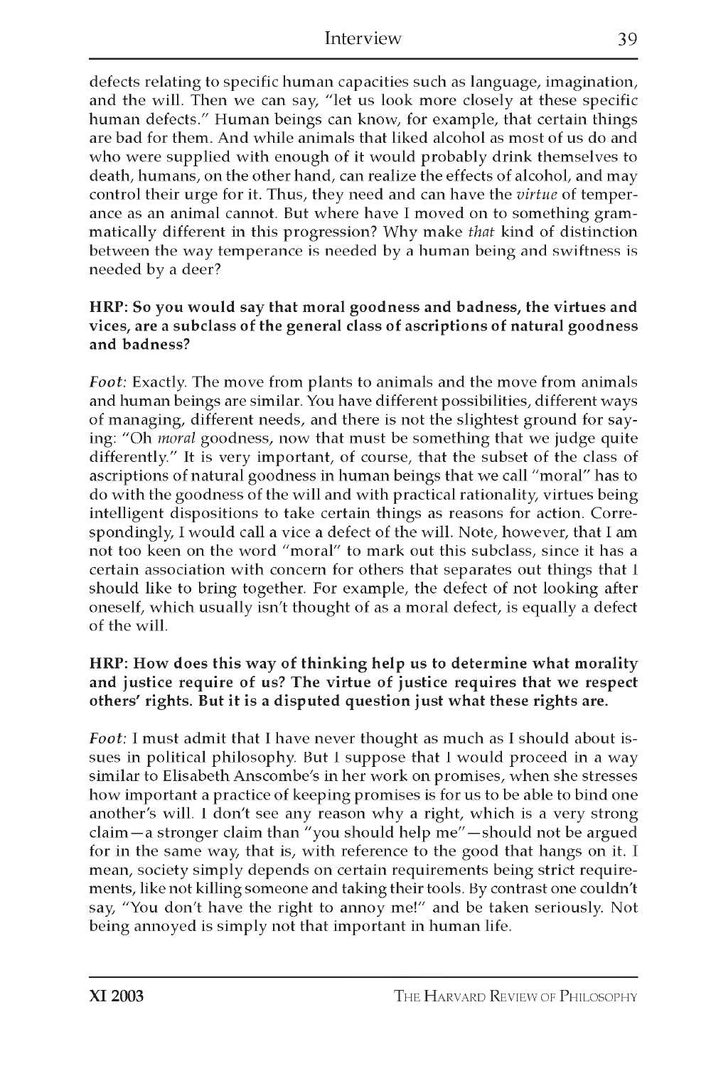defects relating to specific human capacities such as language, imagination, and the will. Then we can say, "let us look more closely at these specific human defects." Human beings can know, for example, that certain things are bad for them. And while animals that liked alcohol as most of us do and who were supplied with enough of it would probably drink themselves to death, humans, on the other hand, can realize the effects of alcohol, and may control their urge for it. Thus, they need and can have the *virtue* of temperance as an animal cannot. But where have I moved on to something grammatically different in this progression? Why make *that* kind of distinction between the way temperance is needed by a human being and swiftness is needed by a deer?

**HRP: So you would say that moral goodness and badness, the virtues and vices, are a subclass of the general class of ascriptions of natural goodness and badness?**

*Foot*: Exactly. The move from plants to animals and the move from animals and human beings are similar. You have different possibilities, different ways of managing, different needs, and there is not the slightest ground for saying: "Oh *moral* goodness, now that must be something that we judge quite differently." It is very important, of course, that the subset of the class of ascriptions of natural goodness in human beings that we call "moral" has to do with the goodness of the will and with practical rationality, virtues being intelligent dispositions to take certain things as reasons for action. Correspondingly, I would call a vice a defect of the will. Note, however, that I am not too keen on the word "moral" to mark out this subclass, since it has a certain association with concern for others that separates out things that I should like to bring together. For example, the defect of not looking after oneself, which usually isn't thought of as a moral defect, is equally a defect of the will.

**HRP: How does this way of thinking help us to determine what morality and justice require of us? The virtue of justice requires that we respect others' rights. But it is a disputed question just what these rights are.**

*Foot*: I must admit that I have never thought as much as I should about issues in political philosophy. But I suppose that I would proceed in a way similar to Elisabeth Anscombe's in her work on promises, when she stresses how important a practice of keeping promises is for us to be able to bind one another's will. I don't see any reason why a right, which is a very strong claim—a stronger claim than "you should help me"—should not be argued for in the same way, that is, with reference to the good that hangs on it. I mean, society simply depends on certain requirements being strict requirements, like not killing someone and taking their tools. By contrast one couldn't say, "You don't have the right to annoy me!" and be taken seriously. Not being annoyed is simply not that important in human life.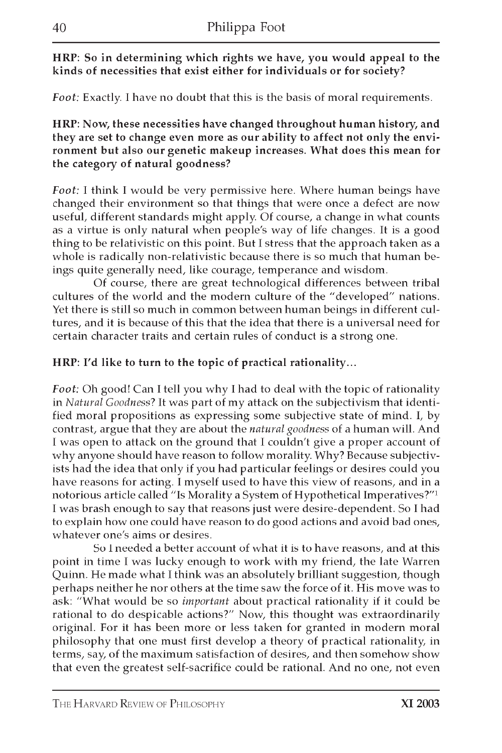**HRP: So in determining which rights we have, you would appeal to the kinds of necessities that exist either for individuals or for society?**

*Foot:* Exactly. I have no doubt that this is the basis of moral requirements.

**HRP: Now, these necessities have changed throughout human history, and they are set to change even more as our ability to affect not only the environment but also our genetic makeup increases. What does this mean for the category of natural goodness?**

*Foot:* I think I would be very permissive here. Where human beings have changed their environment so that things that were once a defect are now useful, different standards might apply. Of course, a change in what counts as a virtue is only natural when people's way of life changes. It is a good thing to be relativistic on this point. But I stress that the approach taken as a whole is radically non-relativistic because there is so much that human beings quite generally need, like courage, temperance and wisdom.

Of course, there are great technological differences between tribal cultures of the world and the modern culture of the "developed" nations. Yet there is still so much in common between human beings in different cultures, and it is because of this that the idea that there is a universal need for certain character traits and certain rules of conduct is a strong one.

**HRP: I'd like to turn to the topic of practical rationality...**

*Foot:* Oh good! Can I tell you why I had to deal with the topic of rationality in *Natural Goodness*? It was part of my attack on the subjectivism that identified moral propositions as expressing some subjective state of mind. I, by contrast, argue that they are about the *natural goodness* of a human will. And I was open to attack on the ground that I couldn't give a proper account of why anyone should have reason to follow morality. Why? Because subjectivists had the idea that only if you had particular feelings or desires could you have reasons for acting. I myself used to have this view of reasons, and in a notorious article called "Is Morality a System of Hypothetical Imperatives?"[1] I was brash enough to say that reasons just were desire-dependent. So I had to explain how one could have reason to do good actions and avoid bad ones, whatever one's aims or desires.

So I needed a better account of what it is to have reasons, and at this point in time I was lucky enough to work with my friend, the late Warren Quinn. He made what I think was an absolutely brilliant suggestion, though perhaps neither he nor others at the time saw the force of it. His move was to ask: "What would be so *important* about practical rationality if it could be rational to do despicable actions?" Now, this thought was extraordinarily original. For it has been more or less taken for granted in modern moral philosophy that one must first develop a theory of practical rationality, in terms, say, of the maximum satisfaction of desires, and then somehow show that even the greatest self-sacrifice could be rational. And no one, not even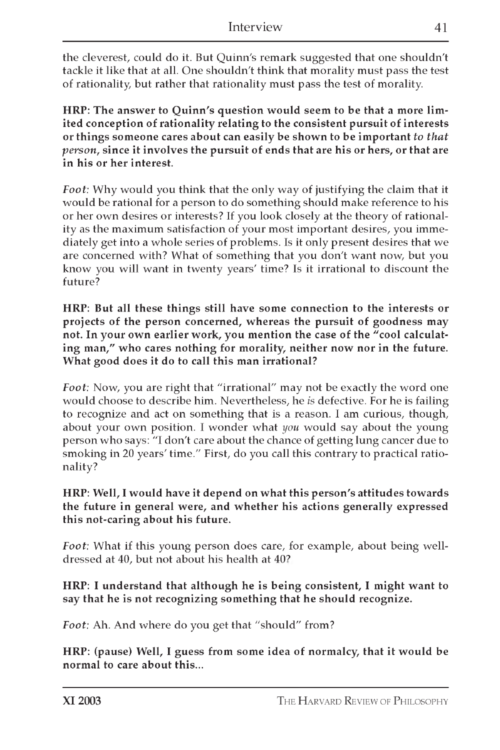the cleverest, could do it. But Quinn's remark suggested that one shouldn't tackle it like that at all. One shouldn't think that morality must pass the test of rationality, but rather that rationality must pass the test of morality.

**HRP: The answer to Quinn's question would seem to be that a more limited conception of rationality relating to the consistent pursuit of interests or things someone cares about can easily be shown to be important *to that person*, since it involves the pursuit of ends that are his or hers, or that are in his or her interest.**

*Foot*: Why would you think that the only way of justifying the claim that it would be rational for a person to do something should make reference to his or her own desires or interests? If you look closely at the theory of rationality as the maximum satisfaction of your most important desires, you immediately get into a whole series of problems. Is it only present desires that we are concerned with? What of something that you don't want now, but you know you will want in twenty years' time? Is it irrational to discount the future?

**HRP: But all these things still have some connection to the interests or projects of the person concerned, whereas the pursuit of goodness may not. In your own earlier work, you mention the case of the "cool calculating man," who cares nothing for morality, neither now nor in the future. What good does it do to call this man irrational?**

*Foot*: Now, you are right that "irrational" may not be exactly the word one would choose to describe him. Nevertheless, he *is* defective. For he is failing to recognize and act on something that is a reason. I am curious, though, about your own position. I wonder what *you* would say about the young person who says: "I don't care about the chance of getting lung cancer due to smoking in 20 years' time." First, do you call this contrary to practical rationality?

**HRP: Well, I would have it depend on what this person's attitudes towards the future in general were, and whether his actions generally expressed this not-caring about his future.**

*Foot*: What if this young person does care, for example, about being well-dressed at 40, but not about his health at 40?

**HRP: I understand that although he is being consistent, I might want to say that he is not recognizing something that he should recognize.**

*Foot*: Ah. And where do you get that "should" from?

**HRP: (pause) Well, I guess from some idea of normalcy, that it would be normal to care about this...**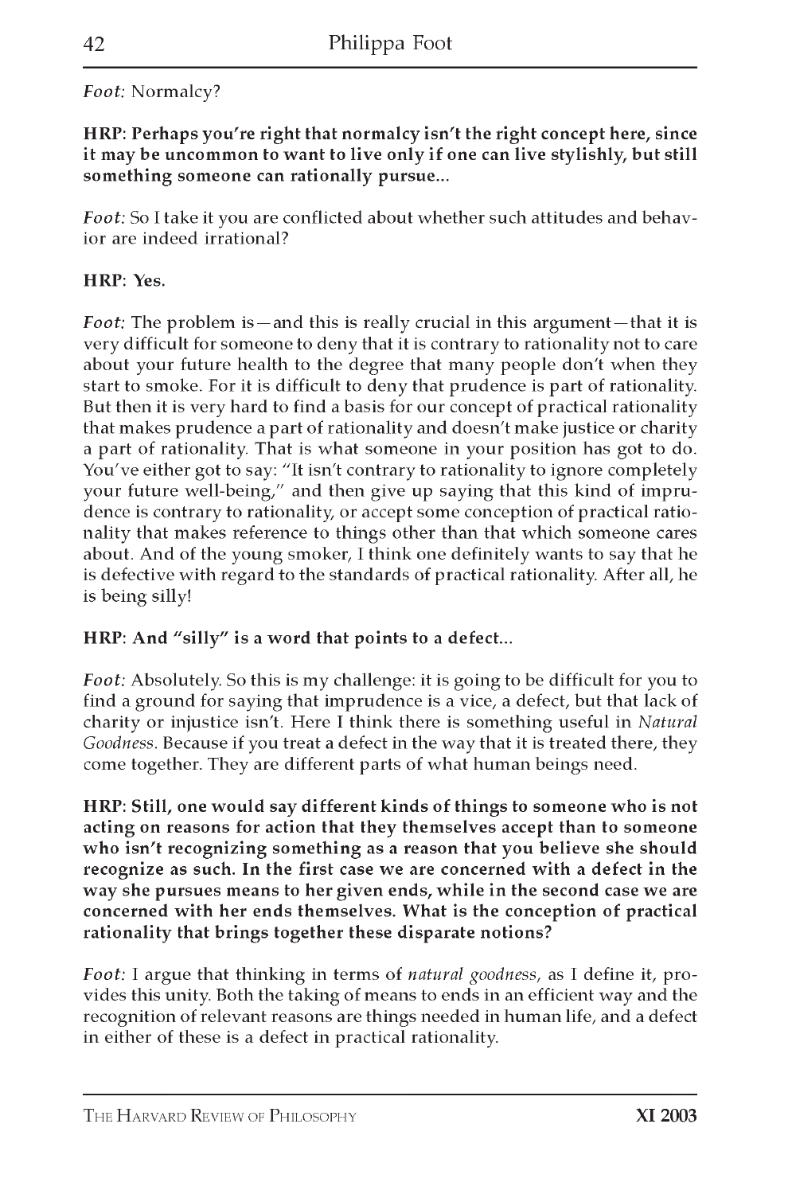*Foot:* Normalcy?

**HRP: Perhaps you're right that normalcy isn't the right concept here, since it may be uncommon to want to live only if one can live stylishly, but still something someone can rationally pursue...**

*Foot:* So I take it you are conflicted about whether such attitudes and behavior are indeed irrational?

**HRP: Yes.**

*Foot:* The problem is—and this is really crucial in this argument—that it is very difficult for someone to deny that it is contrary to rationality not to care about your future health to the degree that many people don't when they start to smoke. For it is difficult to deny that prudence is part of rationality. But then it is very hard to find a basis for our concept of practical rationality that makes prudence a part of rationality and doesn't make justice or charity a part of rationality. That is what someone in your position has got to do. You've either got to say: "It isn't contrary to rationality to ignore completely your future well-being," and then give up saying that this kind of imprudence is contrary to rationality, or accept some conception of practical rationality that makes reference to things other than that which someone cares about. And of the young smoker, I think one definitely wants to say that he is defective with regard to the standards of practical rationality. After all, he is being silly!

**HRP: And "silly" is a word that points to a defect...**

*Foot:* Absolutely. So this is my challenge: it is going to be difficult for you to find a ground for saying that imprudence is a vice, a defect, but that lack of charity or injustice isn't. Here I think there is something useful in *Natural Goodness*. Because if you treat a defect in the way that it is treated there, they come together. They are different parts of what human beings need.

**HRP: Still, one would say different kinds of things to someone who is not acting on reasons for action that they themselves accept than to someone who isn't recognizing something as a reason that you believe she should recognize as such. In the first case we are concerned with a defect in the way she pursues means to her given ends, while in the second case we are concerned with her ends themselves. What is the conception of practical rationality that brings together these disparate notions?**

*Foot:* I argue that thinking in terms of *natural goodness*, as I define it, provides this unity. Both the taking of means to ends in an efficient way and the recognition of relevant reasons are things needed in human life, and a defect in either of these is a defect in practical rationality.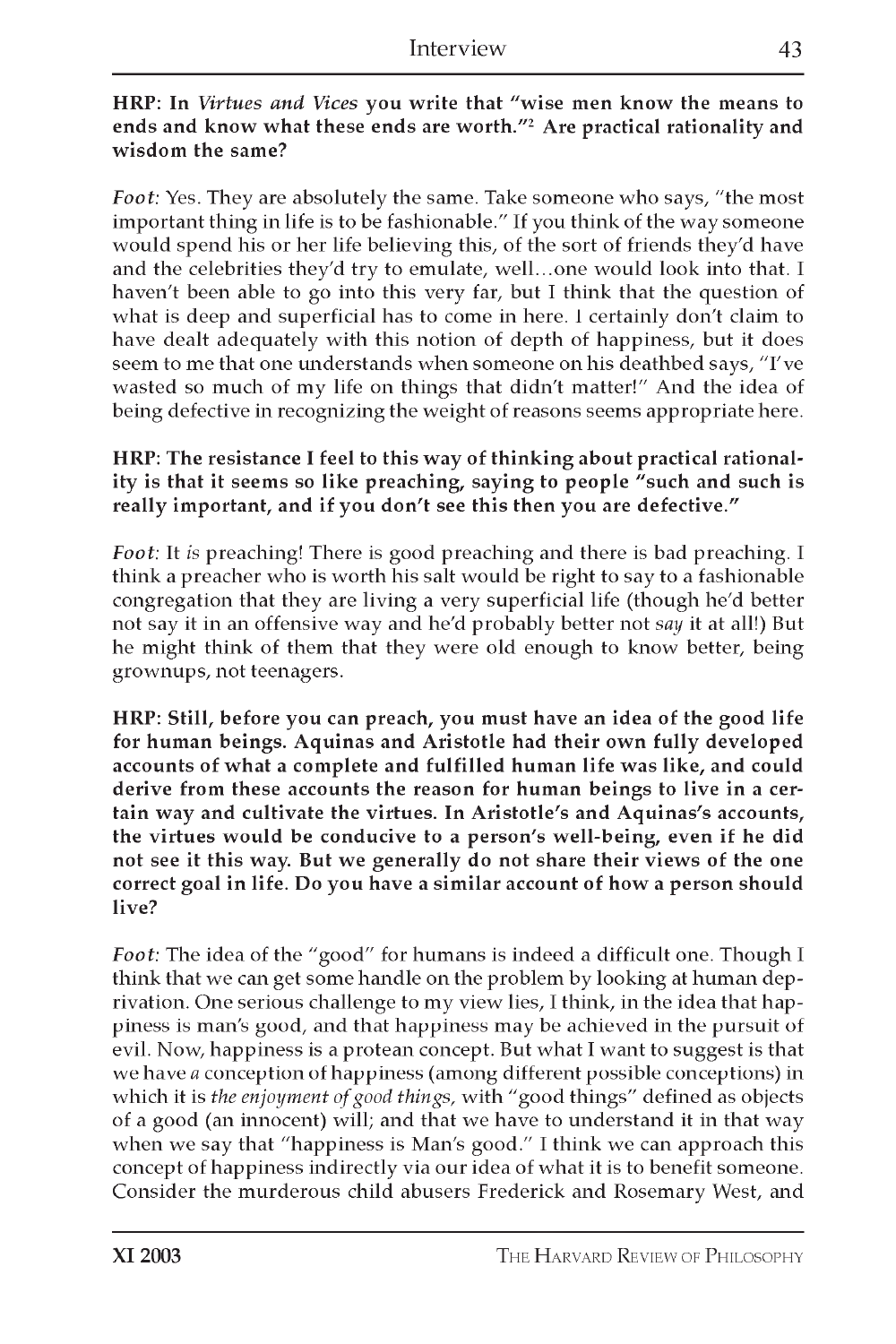**HRP: In *Virtues and Vices* you write that "wise men know the means to ends and know what these ends are worth."[2] Are practical rationality and wisdom the same?**

*Foot*: Yes. They are absolutely the same. Take someone who says, "the most important thing in life is to be fashionable." If you think of the way someone would spend his or her life believing this, of the sort of friends they'd have and the celebrities they'd try to emulate, well…one would look into that. I haven't been able to go into this very far, but I think that the question of what is deep and superficial has to come in here. I certainly don't claim to have dealt adequately with this notion of depth of happiness, but it does seem to me that one understands when someone on his deathbed says, "I've wasted so much of my life on things that didn't matter!" And the idea of being defective in recognizing the weight of reasons seems appropriate here.

**HRP: The resistance I feel to this way of thinking about practical rationality is that it seems so like preaching, saying to people "such and such is really important, and if you don't see this then you are defective."**

*Foot*: It *is* preaching! There is good preaching and there is bad preaching. I think a preacher who is worth his salt would be right to say to a fashionable congregation that they are living a very superficial life (though he'd better not say it in an offensive way and he'd probably better not *say* it at all!) But he might think of them that they were old enough to know better, being grownups, not teenagers.

**HRP: Still, before you can preach, you must have an idea of the good life for human beings. Aquinas and Aristotle had their own fully developed accounts of what a complete and fulfilled human life was like, and could derive from these accounts the reason for human beings to live in a certain way and cultivate the virtues. In Aristotle's and Aquinas's accounts, the virtues would be conducive to a person's well-being, even if he did not see it this way. But we generally do not share their views of the one correct goal in life. Do you have a similar account of how a person should live?**

*Foot*: The idea of the "good" for humans is indeed a difficult one. Though I think that we can get some handle on the problem by looking at human deprivation. One serious challenge to my view lies, I think, in the idea that happiness is man's good, and that happiness may be achieved in the pursuit of evil. Now, happiness is a protean concept. But what I want to suggest is that we have *a* conception of happiness (among different possible conceptions) in which it is *the enjoyment of good things*, with "good things" defined as objects of a good (an innocent) will; and that we have to understand it in that way when we say that "happiness is Man's good." I think we can approach this concept of happiness indirectly via our idea of what it is to benefit someone. Consider the murderous child abusers Frederick and Rosemary West, and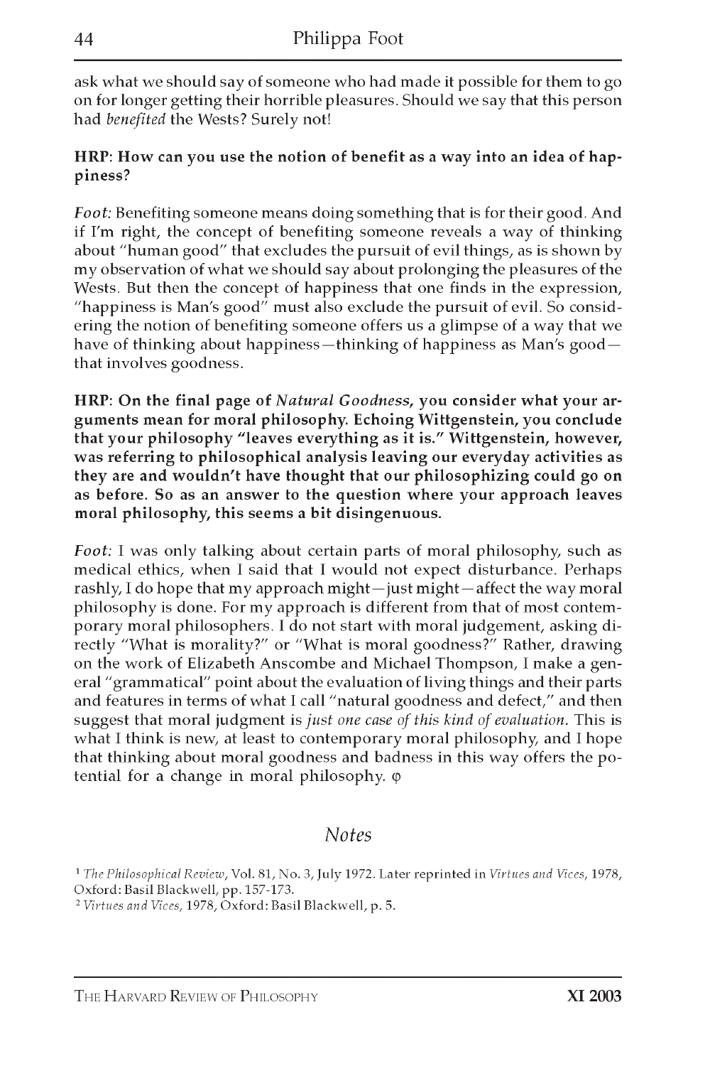ask what we should say of someone who had made it possible for them to go on for longer getting their horrible pleasures. Should we say that this person had *benefited* the Wests? Surely not!

**HRP: How can you use the notion of benefit as a way into an idea of happiness?**

*Foot:* Benefiting someone means doing something that is for their good. And if I'm right, the concept of benefiting someone reveals a way of thinking about "human good" that excludes the pursuit of evil things, as is shown by my observation of what we should say about prolonging the pleasures of the Wests. But then the concept of happiness that one finds in the expression, "happiness is Man's good" must also exclude the pursuit of evil. So considering the notion of benefiting someone offers us a glimpse of a way that we have of thinking about happiness—thinking of happiness as Man's good—that involves goodness.

**HRP: On the final page of *Natural Goodness*, you consider what your arguments mean for moral philosophy. Echoing Wittgenstein, you conclude that your philosophy "leaves everything as it is." Wittgenstein, however, was referring to philosophical analysis leaving our everyday activities as they are and wouldn't have thought that our philosophizing could go on as before. So as an answer to the question where your approach leaves moral philosophy, this seems a bit disingenuous.**

*Foot:* I was only talking about certain parts of moral philosophy, such as medical ethics, when I said that I would not expect disturbance. Perhaps rashly, I do hope that my approach might—just might—affect the way moral philosophy is done. For my approach is different from that of most contemporary moral philosophers. I do not start with moral judgement, asking directly "What is morality?" or "What is moral goodness?" Rather, drawing on the work of Elizabeth Anscombe and Michael Thompson, I make a general "grammatical" point about the evaluation of living things and their parts and features in terms of what I call "natural goodness and defect," and then suggest that moral judgment is *just one case of this kind of evaluation*. This is what I think is new, at least to contemporary moral philosophy, and I hope that thinking about moral goodness and badness in this way offers the potential for a change in moral philosophy. φ

## *Notes*

[1] *The Philosophical Review*, Vol. 81, No. 3, July 1972. Later reprinted in *Virtues and Vices*, 1978, Oxford: Basil Blackwell, pp. 157-173.

[2] *Virtues and Vices*, 1978, Oxford: Basil Blackwell, p. 5.